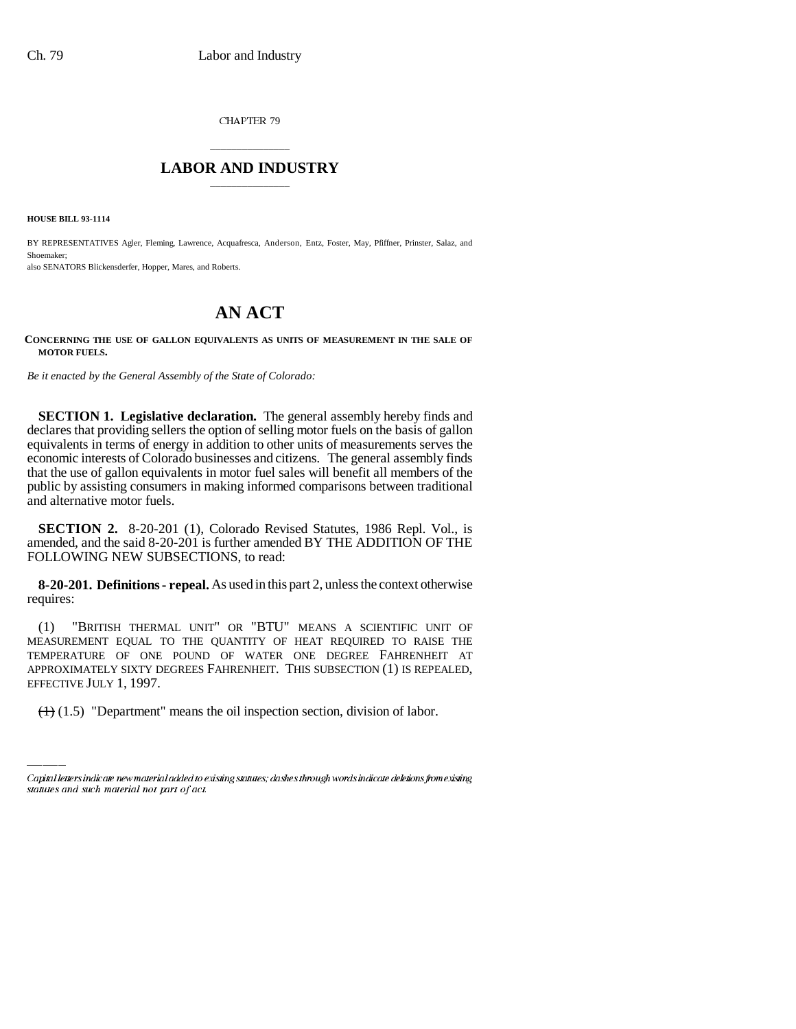CHAPTER 79

# LABOR AND INDUSTRY

**HOUSE BILL 93-1114**

BY REPRESENTATIVES Agler, Fleming, Lawrence, Acquafresca, Anderson, Entz, Foster, May, Pfiffner, Prinster, Salaz, and Shoemaker;
also SENATORS Blickensderfer, Hopper, Mares, and Roberts.

# AN ACT

**CONCERNING THE USE OF GALLON EQUIVALENTS AS UNITS OF MEASUREMENT IN THE SALE OF MOTOR FUELS.**

*Be it enacted by the General Assembly of the State of Colorado:*

**SECTION 1. Legislative declaration.** The general assembly hereby finds and declares that providing sellers the option of selling motor fuels on the basis of gallon equivalents in terms of energy in addition to other units of measurements serves the economic interests of Colorado businesses and citizens. The general assembly finds that the use of gallon equivalents in motor fuel sales will benefit all members of the public by assisting consumers in making informed comparisons between traditional and alternative motor fuels.

**SECTION 2.** 8-20-201 (1), Colorado Revised Statutes, 1986 Repl. Vol., is amended, and the said 8-20-201 is further amended BY THE ADDITION OF THE FOLLOWING NEW SUBSECTIONS, to read:

**8-20-201. Definitions - repeal.** As used in this part 2, unless the context otherwise requires:

(1) "BRITISH THERMAL UNIT" OR "BTU" MEANS A SCIENTIFIC UNIT OF MEASUREMENT EQUAL TO THE QUANTITY OF HEAT REQUIRED TO RAISE THE TEMPERATURE OF ONE POUND OF WATER ONE DEGREE FAHRENHEIT AT APPROXIMATELY SIXTY DEGREES FAHRENHEIT. THIS SUBSECTION (1) IS REPEALED, EFFECTIVE JULY 1, 1997.

~~(1)~~ (1.5) "Department" means the oil inspection section, division of labor.

Capital letters indicate new material added to existing statutes; dashes through words indicate deletions from existing statutes and such material not part of act.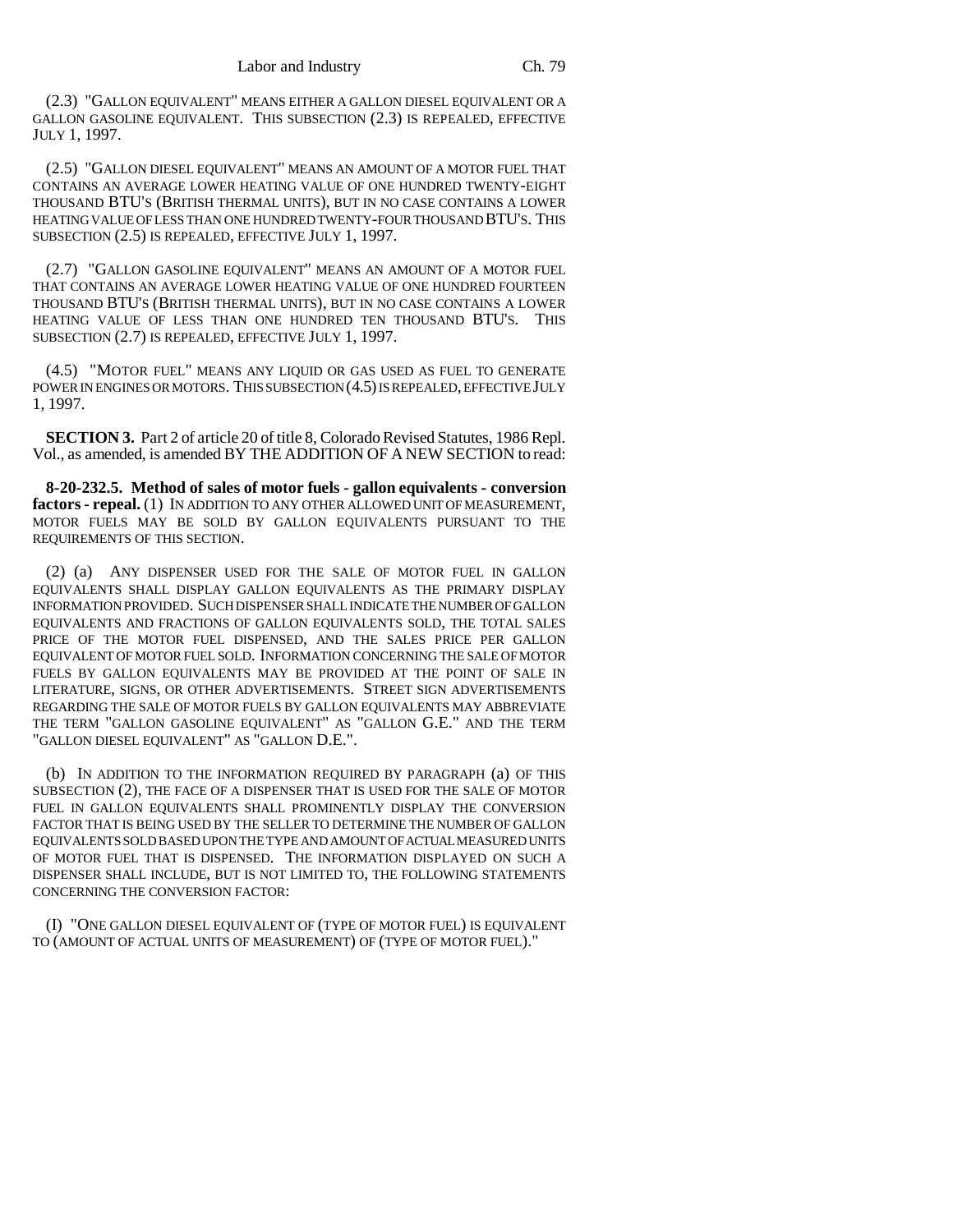(2.3) "GALLON EQUIVALENT" MEANS EITHER A GALLON DIESEL EQUIVALENT OR A GALLON GASOLINE EQUIVALENT. THIS SUBSECTION (2.3) IS REPEALED, EFFECTIVE JULY 1, 1997.

(2.5) "GALLON DIESEL EQUIVALENT" MEANS AN AMOUNT OF A MOTOR FUEL THAT CONTAINS AN AVERAGE LOWER HEATING VALUE OF ONE HUNDRED TWENTY-EIGHT THOUSAND BTU'S (BRITISH THERMAL UNITS), BUT IN NO CASE CONTAINS A LOWER HEATING VALUE OF LESS THAN ONE HUNDRED TWENTY-FOUR THOUSAND BTU'S. THIS SUBSECTION (2.5) IS REPEALED, EFFECTIVE JULY 1, 1997.

(2.7) "GALLON GASOLINE EQUIVALENT" MEANS AN AMOUNT OF A MOTOR FUEL THAT CONTAINS AN AVERAGE LOWER HEATING VALUE OF ONE HUNDRED FOURTEEN THOUSAND BTU'S (BRITISH THERMAL UNITS), BUT IN NO CASE CONTAINS A LOWER HEATING VALUE OF LESS THAN ONE HUNDRED TEN THOUSAND BTU'S. THIS SUBSECTION (2.7) IS REPEALED, EFFECTIVE JULY 1, 1997.

(4.5) "MOTOR FUEL" MEANS ANY LIQUID OR GAS USED AS FUEL TO GENERATE POWER IN ENGINES OR MOTORS. THIS SUBSECTION (4.5) IS REPEALED, EFFECTIVE JULY 1, 1997.

**SECTION 3.** Part 2 of article 20 of title 8, Colorado Revised Statutes, 1986 Repl. Vol., as amended, is amended BY THE ADDITION OF A NEW SECTION to read:

**8-20-232.5. Method of sales of motor fuels - gallon equivalents - conversion factors - repeal.** (1) IN ADDITION TO ANY OTHER ALLOWED UNIT OF MEASUREMENT, MOTOR FUELS MAY BE SOLD BY GALLON EQUIVALENTS PURSUANT TO THE REQUIREMENTS OF THIS SECTION.

(2) (a) ANY DISPENSER USED FOR THE SALE OF MOTOR FUEL IN GALLON EQUIVALENTS SHALL DISPLAY GALLON EQUIVALENTS AS THE PRIMARY DISPLAY INFORMATION PROVIDED. SUCH DISPENSER SHALL INDICATE THE NUMBER OF GALLON EQUIVALENTS AND FRACTIONS OF GALLON EQUIVALENTS SOLD, THE TOTAL SALES PRICE OF THE MOTOR FUEL DISPENSED, AND THE SALES PRICE PER GALLON EQUIVALENT OF MOTOR FUEL SOLD. INFORMATION CONCERNING THE SALE OF MOTOR FUELS BY GALLON EQUIVALENTS MAY BE PROVIDED AT THE POINT OF SALE IN LITERATURE, SIGNS, OR OTHER ADVERTISEMENTS. STREET SIGN ADVERTISEMENTS REGARDING THE SALE OF MOTOR FUELS BY GALLON EQUIVALENTS MAY ABBREVIATE THE TERM "GALLON GASOLINE EQUIVALENT" AS "GALLON G.E." AND THE TERM "GALLON DIESEL EQUIVALENT" AS "GALLON D.E.".

(b) IN ADDITION TO THE INFORMATION REQUIRED BY PARAGRAPH (a) OF THIS SUBSECTION (2), THE FACE OF A DISPENSER THAT IS USED FOR THE SALE OF MOTOR FUEL IN GALLON EQUIVALENTS SHALL PROMINENTLY DISPLAY THE CONVERSION FACTOR THAT IS BEING USED BY THE SELLER TO DETERMINE THE NUMBER OF GALLON EQUIVALENTS SOLD BASED UPON THE TYPE AND AMOUNT OF ACTUAL MEASURED UNITS OF MOTOR FUEL THAT IS DISPENSED. THE INFORMATION DISPLAYED ON SUCH A DISPENSER SHALL INCLUDE, BUT IS NOT LIMITED TO, THE FOLLOWING STATEMENTS CONCERNING THE CONVERSION FACTOR:

(I) "ONE GALLON DIESEL EQUIVALENT OF (TYPE OF MOTOR FUEL) IS EQUIVALENT TO (AMOUNT OF ACTUAL UNITS OF MEASUREMENT) OF (TYPE OF MOTOR FUEL)."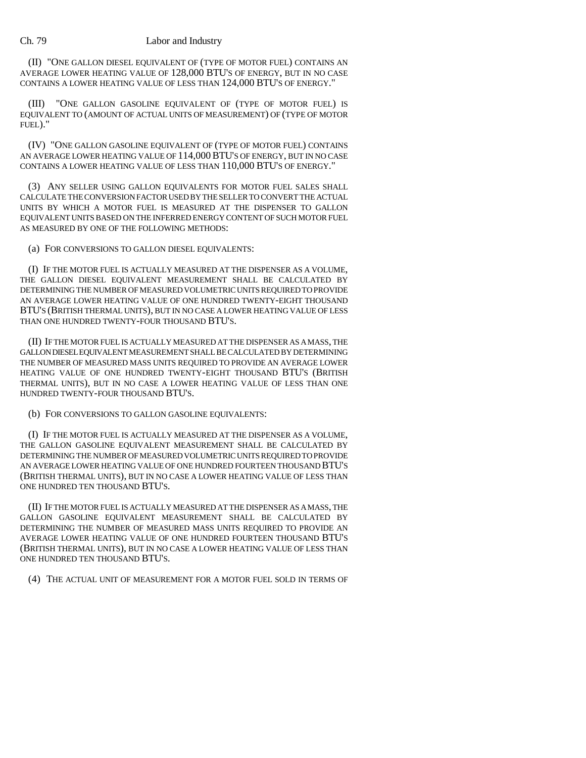(II) "ONE GALLON DIESEL EQUIVALENT OF (TYPE OF MOTOR FUEL) CONTAINS AN AVERAGE LOWER HEATING VALUE OF 128,000 BTU'S OF ENERGY, BUT IN NO CASE CONTAINS A LOWER HEATING VALUE OF LESS THAN 124,000 BTU'S OF ENERGY."

(III) "ONE GALLON GASOLINE EQUIVALENT OF (TYPE OF MOTOR FUEL) IS EQUIVALENT TO (AMOUNT OF ACTUAL UNITS OF MEASUREMENT) OF (TYPE OF MOTOR FUEL)."

(IV) "ONE GALLON GASOLINE EQUIVALENT OF (TYPE OF MOTOR FUEL) CONTAINS AN AVERAGE LOWER HEATING VALUE OF 114,000 BTU'S OF ENERGY, BUT IN NO CASE CONTAINS A LOWER HEATING VALUE OF LESS THAN 110,000 BTU'S OF ENERGY."

(3) ANY SELLER USING GALLON EQUIVALENTS FOR MOTOR FUEL SALES SHALL CALCULATE THE CONVERSION FACTOR USED BY THE SELLER TO CONVERT THE ACTUAL UNITS BY WHICH A MOTOR FUEL IS MEASURED AT THE DISPENSER TO GALLON EQUIVALENT UNITS BASED ON THE INFERRED ENERGY CONTENT OF SUCH MOTOR FUEL AS MEASURED BY ONE OF THE FOLLOWING METHODS:

(a) FOR CONVERSIONS TO GALLON DIESEL EQUIVALENTS:

(I) IF THE MOTOR FUEL IS ACTUALLY MEASURED AT THE DISPENSER AS A VOLUME, THE GALLON DIESEL EQUIVALENT MEASUREMENT SHALL BE CALCULATED BY DETERMINING THE NUMBER OF MEASURED VOLUMETRIC UNITS REQUIRED TO PROVIDE AN AVERAGE LOWER HEATING VALUE OF ONE HUNDRED TWENTY-EIGHT THOUSAND BTU'S (BRITISH THERMAL UNITS), BUT IN NO CASE A LOWER HEATING VALUE OF LESS THAN ONE HUNDRED TWENTY-FOUR THOUSAND BTU'S.

(II) IF THE MOTOR FUEL IS ACTUALLY MEASURED AT THE DISPENSER AS A MASS, THE GALLON DIESEL EQUIVALENT MEASUREMENT SHALL BE CALCULATED BY DETERMINING THE NUMBER OF MEASURED MASS UNITS REQUIRED TO PROVIDE AN AVERAGE LOWER HEATING VALUE OF ONE HUNDRED TWENTY-EIGHT THOUSAND BTU'S (BRITISH THERMAL UNITS), BUT IN NO CASE A LOWER HEATING VALUE OF LESS THAN ONE HUNDRED TWENTY-FOUR THOUSAND BTU'S.

(b) FOR CONVERSIONS TO GALLON GASOLINE EQUIVALENTS:

(I) IF THE MOTOR FUEL IS ACTUALLY MEASURED AT THE DISPENSER AS A VOLUME, THE GALLON GASOLINE EQUIVALENT MEASUREMENT SHALL BE CALCULATED BY DETERMINING THE NUMBER OF MEASURED VOLUMETRIC UNITS REQUIRED TO PROVIDE AN AVERAGE LOWER HEATING VALUE OF ONE HUNDRED FOURTEEN THOUSAND BTU'S (BRITISH THERMAL UNITS), BUT IN NO CASE A LOWER HEATING VALUE OF LESS THAN ONE HUNDRED TEN THOUSAND BTU'S.

(II) IF THE MOTOR FUEL IS ACTUALLY MEASURED AT THE DISPENSER AS A MASS, THE GALLON GASOLINE EQUIVALENT MEASUREMENT SHALL BE CALCULATED BY DETERMINING THE NUMBER OF MEASURED MASS UNITS REQUIRED TO PROVIDE AN AVERAGE LOWER HEATING VALUE OF ONE HUNDRED FOURTEEN THOUSAND BTU'S (BRITISH THERMAL UNITS), BUT IN NO CASE A LOWER HEATING VALUE OF LESS THAN ONE HUNDRED TEN THOUSAND BTU'S.

(4) THE ACTUAL UNIT OF MEASUREMENT FOR A MOTOR FUEL SOLD IN TERMS OF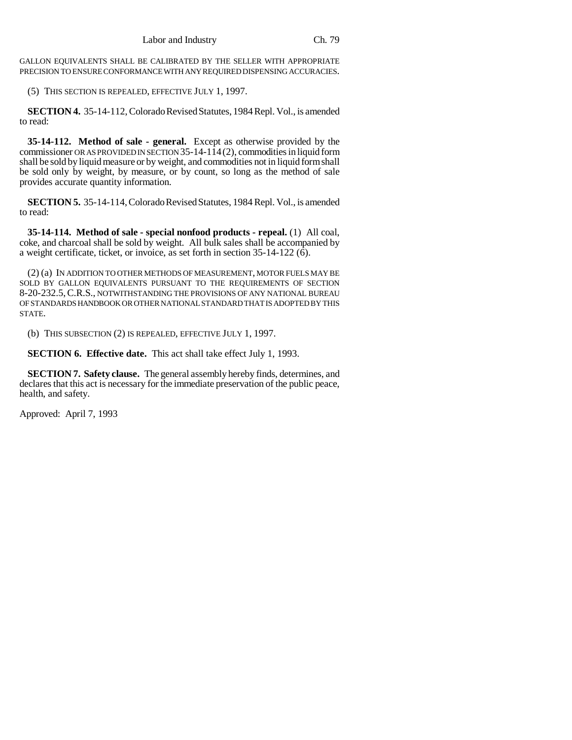GALLON EQUIVALENTS SHALL BE CALIBRATED BY THE SELLER WITH APPROPRIATE PRECISION TO ENSURE CONFORMANCE WITH ANY REQUIRED DISPENSING ACCURACIES.

(5) THIS SECTION IS REPEALED, EFFECTIVE JULY 1, 1997.

**SECTION 4.** 35-14-112, Colorado Revised Statutes, 1984 Repl. Vol., is amended to read:

**35-14-112. Method of sale - general.** Except as otherwise provided by the commissioner OR AS PROVIDED IN SECTION 35-14-114 (2), commodities in liquid form shall be sold by liquid measure or by weight, and commodities not in liquid form shall be sold only by weight, by measure, or by count, so long as the method of sale provides accurate quantity information.

**SECTION 5.** 35-14-114, Colorado Revised Statutes, 1984 Repl. Vol., is amended to read:

**35-14-114. Method of sale - special nonfood products - repeal.** (1) All coal, coke, and charcoal shall be sold by weight. All bulk sales shall be accompanied by a weight certificate, ticket, or invoice, as set forth in section 35-14-122 (6).

(2) (a) IN ADDITION TO OTHER METHODS OF MEASUREMENT, MOTOR FUELS MAY BE SOLD BY GALLON EQUIVALENTS PURSUANT TO THE REQUIREMENTS OF SECTION 8-20-232.5, C.R.S., NOTWITHSTANDING THE PROVISIONS OF ANY NATIONAL BUREAU OF STANDARDS HANDBOOK OR OTHER NATIONAL STANDARD THAT IS ADOPTED BY THIS STATE.

(b) THIS SUBSECTION (2) IS REPEALED, EFFECTIVE JULY 1, 1997.

**SECTION 6. Effective date.** This act shall take effect July 1, 1993.

**SECTION 7. Safety clause.** The general assembly hereby finds, determines, and declares that this act is necessary for the immediate preservation of the public peace, health, and safety.

Approved: April 7, 1993